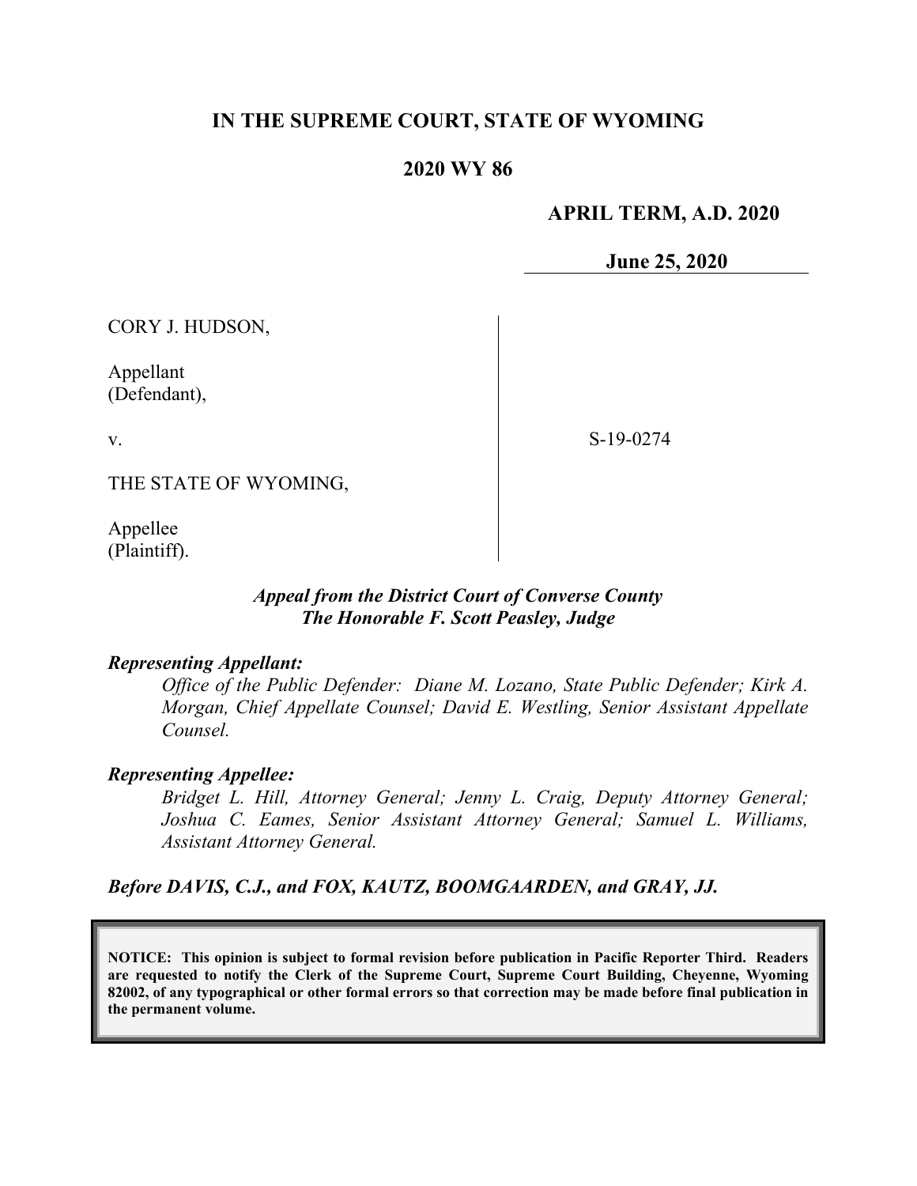# IN THE SUPREME COURT, STATE OF WYOMING

## 2020 WY 86

**APRIL TERM, A.D. 2020**

**June 25, 2020**

CORY J. HUDSON,

Appellant
(Defendant),

v.

THE STATE OF WYOMING,

Appellee
(Plaintiff).

S-19-0274

***Appeal from the District Court of Converse County***
***The Honorable F. Scott Peasley, Judge***

***Representing Appellant:***

*Office of the Public Defender: Diane M. Lozano, State Public Defender; Kirk A. Morgan, Chief Appellate Counsel; David E. Westling, Senior Assistant Appellate Counsel.*

***Representing Appellee:***

*Bridget L. Hill, Attorney General; Jenny L. Craig, Deputy Attorney General; Joshua C. Eames, Senior Assistant Attorney General; Samuel L. Williams, Assistant Attorney General.*

***Before DAVIS, C.J., and FOX, KAUTZ, BOOMGAARDEN, and GRAY, JJ.***

**NOTICE: This opinion is subject to formal revision before publication in Pacific Reporter Third. Readers are requested to notify the Clerk of the Supreme Court, Supreme Court Building, Cheyenne, Wyoming 82002, of any typographical or other formal errors so that correction may be made before final publication in the permanent volume.**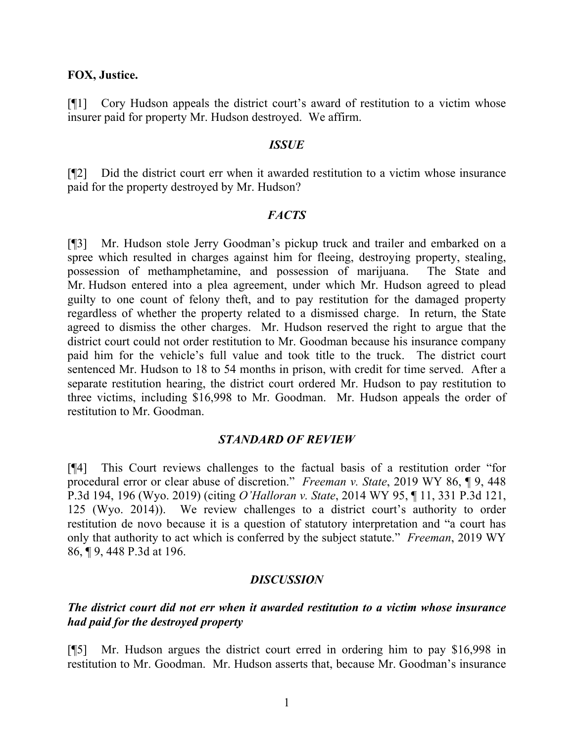**FOX, Justice.**

[¶1] Cory Hudson appeals the district court's award of restitution to a victim whose insurer paid for property Mr. Hudson destroyed. We affirm.

### *ISSUE*

[¶2] Did the district court err when it awarded restitution to a victim whose insurance paid for the property destroyed by Mr. Hudson?

### *FACTS*

[¶3] Mr. Hudson stole Jerry Goodman's pickup truck and trailer and embarked on a spree which resulted in charges against him for fleeing, destroying property, stealing, possession of methamphetamine, and possession of marijuana. The State and Mr. Hudson entered into a plea agreement, under which Mr. Hudson agreed to plead guilty to one count of felony theft, and to pay restitution for the damaged property regardless of whether the property related to a dismissed charge. In return, the State agreed to dismiss the other charges. Mr. Hudson reserved the right to argue that the district court could not order restitution to Mr. Goodman because his insurance company paid him for the vehicle's full value and took title to the truck. The district court sentenced Mr. Hudson to 18 to 54 months in prison, with credit for time served. After a separate restitution hearing, the district court ordered Mr. Hudson to pay restitution to three victims, including $16,998 to Mr. Goodman. Mr. Hudson appeals the order of restitution to Mr. Goodman.

### *STANDARD OF REVIEW*

[¶4] This Court reviews challenges to the factual basis of a restitution order "for procedural error or clear abuse of discretion." *Freeman v. State*, 2019 WY 86, ¶ 9, 448 P.3d 194, 196 (Wyo. 2019) (citing *O'Halloran v. State*, 2014 WY 95, ¶ 11, 331 P.3d 121, 125 (Wyo. 2014)). We review challenges to a district court's authority to order restitution de novo because it is a question of statutory interpretation and "a court has only that authority to act which is conferred by the subject statute." *Freeman*, 2019 WY 86, ¶ 9, 448 P.3d at 196.

### *DISCUSSION*

#### ***The district court did not err when it awarded restitution to a victim whose insurance had paid for the destroyed property***

[¶5] Mr. Hudson argues the district court erred in ordering him to pay $16,998 in restitution to Mr. Goodman. Mr. Hudson asserts that, because Mr. Goodman's insurance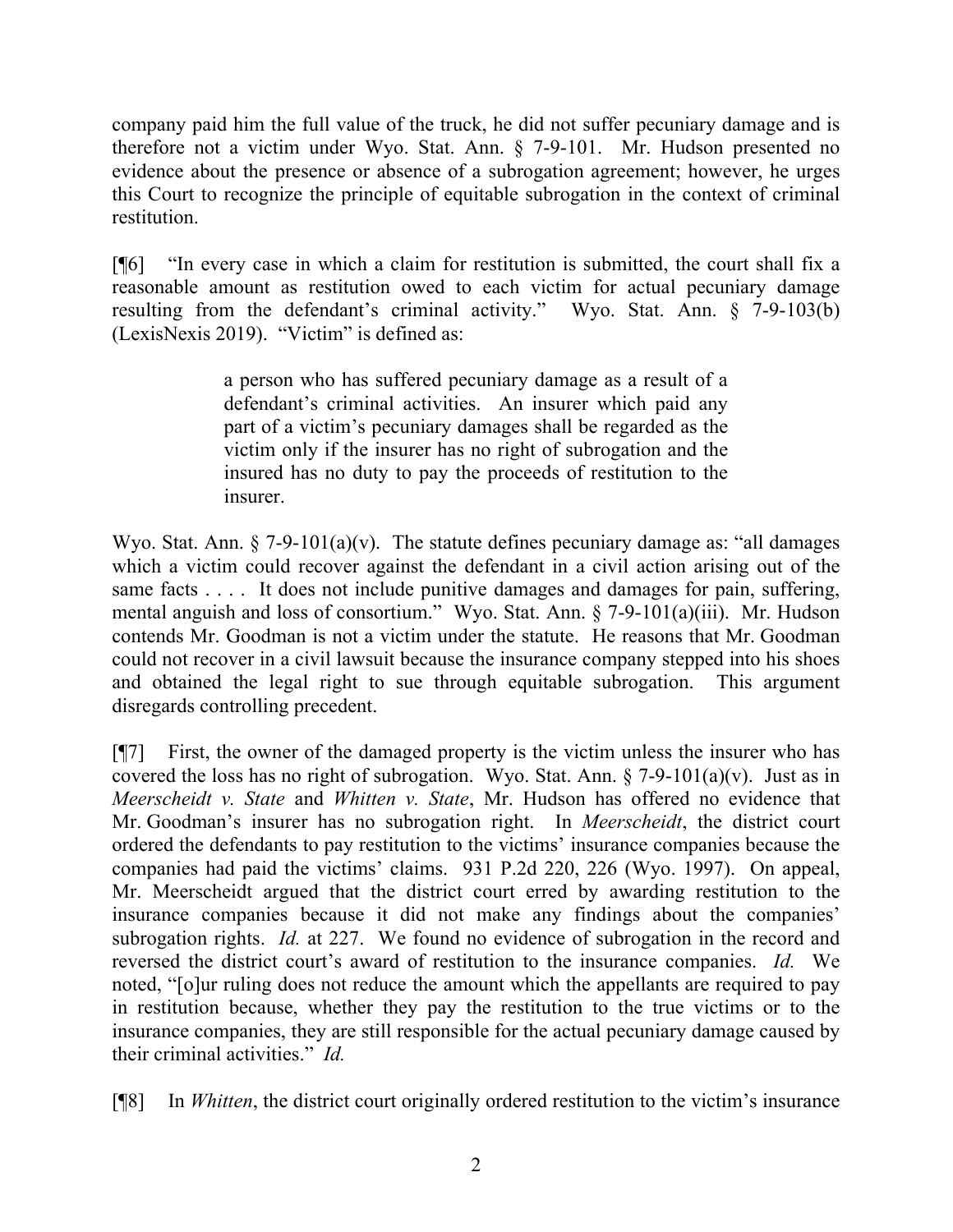company paid him the full value of the truck, he did not suffer pecuniary damage and is therefore not a victim under Wyo. Stat. Ann. § 7-9-101. Mr. Hudson presented no evidence about the presence or absence of a subrogation agreement; however, he urges this Court to recognize the principle of equitable subrogation in the context of criminal restitution.

[¶6] "In every case in which a claim for restitution is submitted, the court shall fix a reasonable amount as restitution owed to each victim for actual pecuniary damage resulting from the defendant's criminal activity." Wyo. Stat. Ann. § 7-9-103(b) (LexisNexis 2019). "Victim" is defined as:

> a person who has suffered pecuniary damage as a result of a defendant's criminal activities. An insurer which paid any part of a victim's pecuniary damages shall be regarded as the victim only if the insurer has no right of subrogation and the insured has no duty to pay the proceeds of restitution to the insurer.

Wyo. Stat. Ann. § 7-9-101(a)(v). The statute defines pecuniary damage as: "all damages which a victim could recover against the defendant in a civil action arising out of the same facts . . . . It does not include punitive damages and damages for pain, suffering, mental anguish and loss of consortium." Wyo. Stat. Ann. § 7-9-101(a)(iii). Mr. Hudson contends Mr. Goodman is not a victim under the statute. He reasons that Mr. Goodman could not recover in a civil lawsuit because the insurance company stepped into his shoes and obtained the legal right to sue through equitable subrogation. This argument disregards controlling precedent.

[¶7] First, the owner of the damaged property is the victim unless the insurer who has covered the loss has no right of subrogation. Wyo. Stat. Ann. § 7-9-101(a)(v). Just as in *Meerscheidt v. State* and *Whitten v. State*, Mr. Hudson has offered no evidence that Mr. Goodman's insurer has no subrogation right. In *Meerscheidt*, the district court ordered the defendants to pay restitution to the victims' insurance companies because the companies had paid the victims' claims. 931 P.2d 220, 226 (Wyo. 1997). On appeal, Mr. Meerscheidt argued that the district court erred by awarding restitution to the insurance companies because it did not make any findings about the companies' subrogation rights. *Id.* at 227. We found no evidence of subrogation in the record and reversed the district court's award of restitution to the insurance companies. *Id.* We noted, "[o]ur ruling does not reduce the amount which the appellants are required to pay in restitution because, whether they pay the restitution to the true victims or to the insurance companies, they are still responsible for the actual pecuniary damage caused by their criminal activities." *Id.*

[¶8] In *Whitten*, the district court originally ordered restitution to the victim's insurance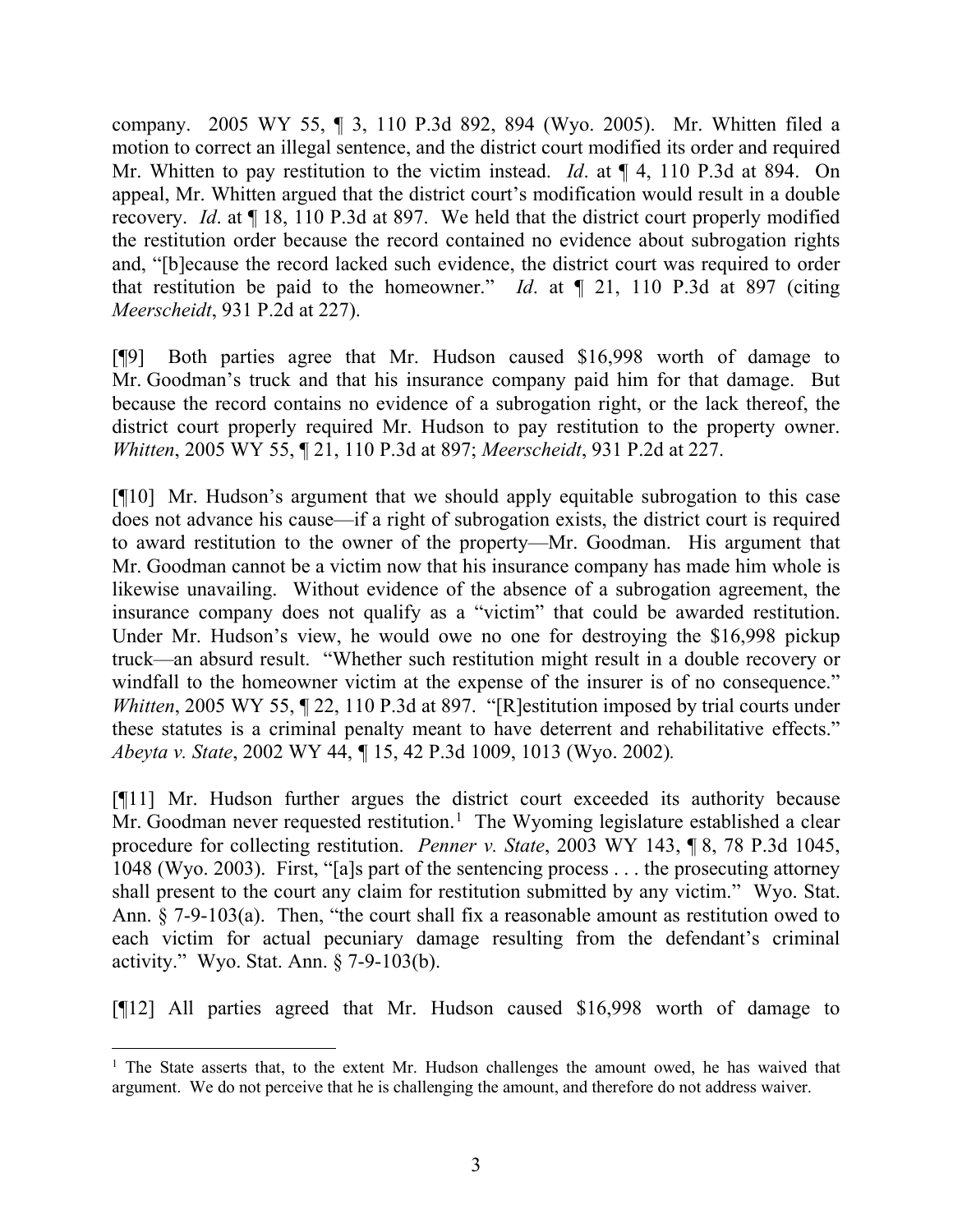company. 2005 WY 55, ¶ 3, 110 P.3d 892, 894 (Wyo. 2005). Mr. Whitten filed a motion to correct an illegal sentence, and the district court modified its order and required Mr. Whitten to pay restitution to the victim instead. *Id*. at ¶ 4, 110 P.3d at 894. On appeal, Mr. Whitten argued that the district court's modification would result in a double recovery. *Id*. at ¶ 18, 110 P.3d at 897. We held that the district court properly modified the restitution order because the record contained no evidence about subrogation rights and, "[b]ecause the record lacked such evidence, the district court was required to order that restitution be paid to the homeowner." *Id*. at ¶ 21, 110 P.3d at 897 (citing *Meerscheidt*, 931 P.2d at 227).

[¶9] Both parties agree that Mr. Hudson caused $16,998 worth of damage to Mr. Goodman's truck and that his insurance company paid him for that damage. But because the record contains no evidence of a subrogation right, or the lack thereof, the district court properly required Mr. Hudson to pay restitution to the property owner. *Whitten*, 2005 WY 55, ¶ 21, 110 P.3d at 897; *Meerscheidt*, 931 P.2d at 227.

[¶10] Mr. Hudson's argument that we should apply equitable subrogation to this case does not advance his cause—if a right of subrogation exists, the district court is required to award restitution to the owner of the property—Mr. Goodman. His argument that Mr. Goodman cannot be a victim now that his insurance company has made him whole is likewise unavailing. Without evidence of the absence of a subrogation agreement, the insurance company does not qualify as a "victim" that could be awarded restitution. Under Mr. Hudson's view, he would owe no one for destroying the $16,998 pickup truck—an absurd result. "Whether such restitution might result in a double recovery or windfall to the homeowner victim at the expense of the insurer is of no consequence." *Whitten*, 2005 WY 55, ¶ 22, 110 P.3d at 897. "[R]estitution imposed by trial courts under these statutes is a criminal penalty meant to have deterrent and rehabilitative effects." *Abeyta v. State*, 2002 WY 44, ¶ 15, 42 P.3d 1009, 1013 (Wyo. 2002).

[¶11] Mr. Hudson further argues the district court exceeded its authority because Mr. Goodman never requested restitution.[1] The Wyoming legislature established a clear procedure for collecting restitution. *Penner v. State*, 2003 WY 143, ¶ 8, 78 P.3d 1045, 1048 (Wyo. 2003). First, "[a]s part of the sentencing process . . . the prosecuting attorney shall present to the court any claim for restitution submitted by any victim." Wyo. Stat. Ann. § 7-9-103(a). Then, "the court shall fix a reasonable amount as restitution owed to each victim for actual pecuniary damage resulting from the defendant's criminal activity." Wyo. Stat. Ann. § 7-9-103(b).

[¶12] All parties agreed that Mr. Hudson caused $16,998 worth of damage to

---

[1] The State asserts that, to the extent Mr. Hudson challenges the amount owed, he has waived that argument. We do not perceive that he is challenging the amount, and therefore do not address waiver.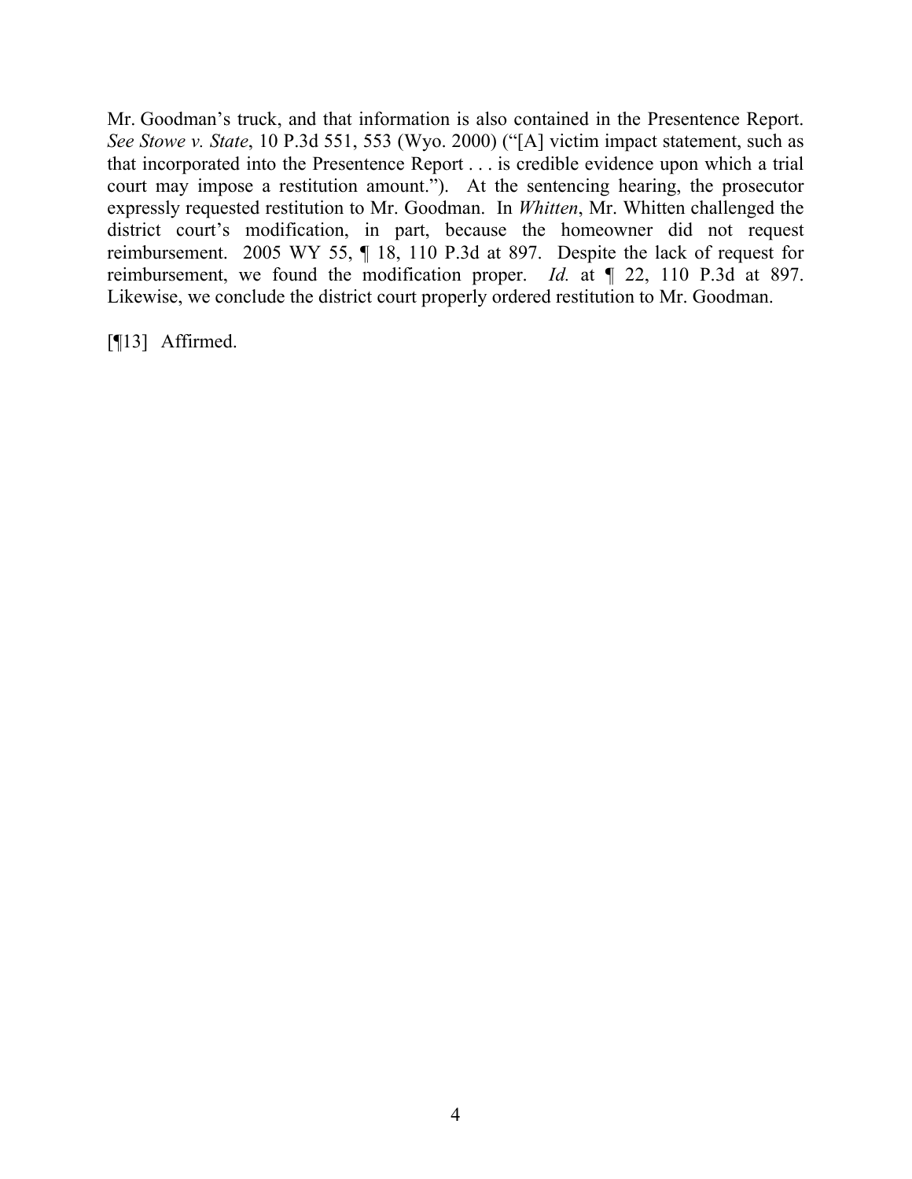Mr. Goodman's truck, and that information is also contained in the Presentence Report. *See Stowe v. State*, 10 P.3d 551, 553 (Wyo. 2000) ("[A] victim impact statement, such as that incorporated into the Presentence Report . . . is credible evidence upon which a trial court may impose a restitution amount."). At the sentencing hearing, the prosecutor expressly requested restitution to Mr. Goodman. In *Whitten*, Mr. Whitten challenged the district court's modification, in part, because the homeowner did not request reimbursement. 2005 WY 55, ¶ 18, 110 P.3d at 897. Despite the lack of request for reimbursement, we found the modification proper. *Id.* at ¶ 22, 110 P.3d at 897. Likewise, we conclude the district court properly ordered restitution to Mr. Goodman.

[¶13] Affirmed.